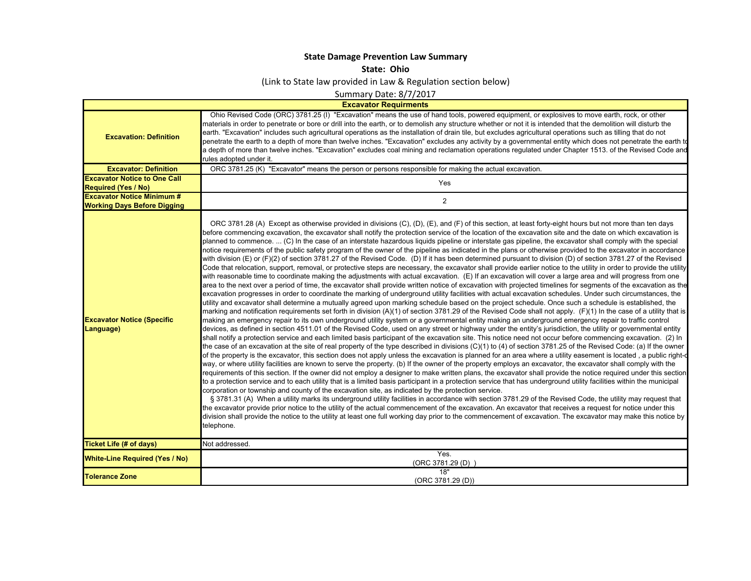# State Damage Prevention Law Summary

## State: Ohio

(Link to State law provided in Law & Regulation section below)

Summary Date: 8/7/2017

| Excavator Requirments | |
|---|---|
| **Excavation: Definition** | Ohio Revised Code (ORC) 3781.25 (I) "Excavation" means the use of hand tools, powered equipment, or explosives to move earth, rock, or other materials in order to penetrate or bore or drill into the earth, or to demolish any structure whether or not it is intended that the demolition will disturb the earth. "Excavation" includes such agricultural operations as the installation of drain tile, but excludes agricultural operations such as tilling that do not penetrate the earth to a depth of more than twelve inches. "Excavation" excludes any activity by a governmental entity which does not penetrate the earth to a depth of more than twelve inches. "Excavation" excludes coal mining and reclamation operations regulated under Chapter 1513. of the Revised Code and rules adopted under it. |
| **Excavator: Definition** | ORC 3781.25 (K) "Excavator" means the person or persons responsible for making the actual excavation. |
| **Excavator Notice to One Call Required (Yes / No)** | Yes |
| **Excavator Notice Minimum # Working Days Before Digging** | 2 |
| **Excavator Notice (Specific Language)** | ORC 3781.28 (A) Except as otherwise provided in divisions (C), (D), (E), and (F) of this section, at least forty-eight hours but not more than ten days before commencing excavation, the excavator shall notify the protection service of the location of the excavation site and the date on which excavation is planned to commence. ... (C) In the case of an interstate hazardous liquids pipeline or interstate gas pipeline, the excavator shall comply with the special notice requirements of the public safety program of the owner of the pipeline as indicated in the plans or otherwise provided to the excavator in accordance with division (E) or (F)(2) of section 3781.27 of the Revised Code. (D) If it has been determined pursuant to division (D) of section 3781.27 of the Revised Code that relocation, support, removal, or protective steps are necessary, the excavator shall provide earlier notice to the utility in order to provide the utility with reasonable time to coordinate making the adjustments with actual excavation. (E) If an excavation will cover a large area and will progress from one area to the next over a period of time, the excavator shall provide written notice of excavation with projected timelines for segments of the excavation as the excavation progresses in order to coordinate the marking of underground utility facilities with actual excavation schedules. Under such circumstances, the utility and excavator shall determine a mutually agreed upon marking schedule based on the project schedule. Once such a schedule is established, the marking and notification requirements set forth in division (A)(1) of section 3781.29 of the Revised Code shall not apply. (F)(1) In the case of a utility that is making an emergency repair to its own underground utility system or a governmental entity making an underground emergency repair to traffic control devices, as defined in section 4511.01 of the Revised Code, used on any street or highway under the entity's jurisdiction, the utility or governmental entity shall notify a protection service and each limited basis participant of the excavation site. This notice need not occur before commencing excavation. (2) In the case of an excavation at the site of real property of the type described in divisions (C)(1) to (4) of section 3781.25 of the Revised Code: (a) If the owner of the property is the excavator, this section does not apply unless the excavation is planned for an area where a utility easement is located , a public right-of-way, or where utility facilities are known to serve the property. (b) If the owner of the property employs an excavator, the excavator shall comply with the requirements of this section. If the owner did not employ a designer to make written plans, the excavator shall provide the notice required under this section to a protection service and to each utility that is a limited basis participant in a protection service that has underground utility facilities within the municipal corporation or township and county of the excavation site, as indicated by the protection service.<br>§ 3781.31 (A) When a utility marks its underground utility facilities in accordance with section 3781.29 of the Revised Code, the utility may request that the excavator provide prior notice to the utility of the actual commencement of the excavation. An excavator that receives a request for notice under this division shall provide the notice to the utility at least one full working day prior to the commencement of excavation. The excavator may make this notice by telephone. |
| **Ticket Life (# of days)** | Not addressed. |
| **White-Line Required (Yes / No)** | Yes.<br>(ORC 3781.29 (D) ) |
| **Tolerance Zone** | 18"<br>(ORC 3781.29 (D)) |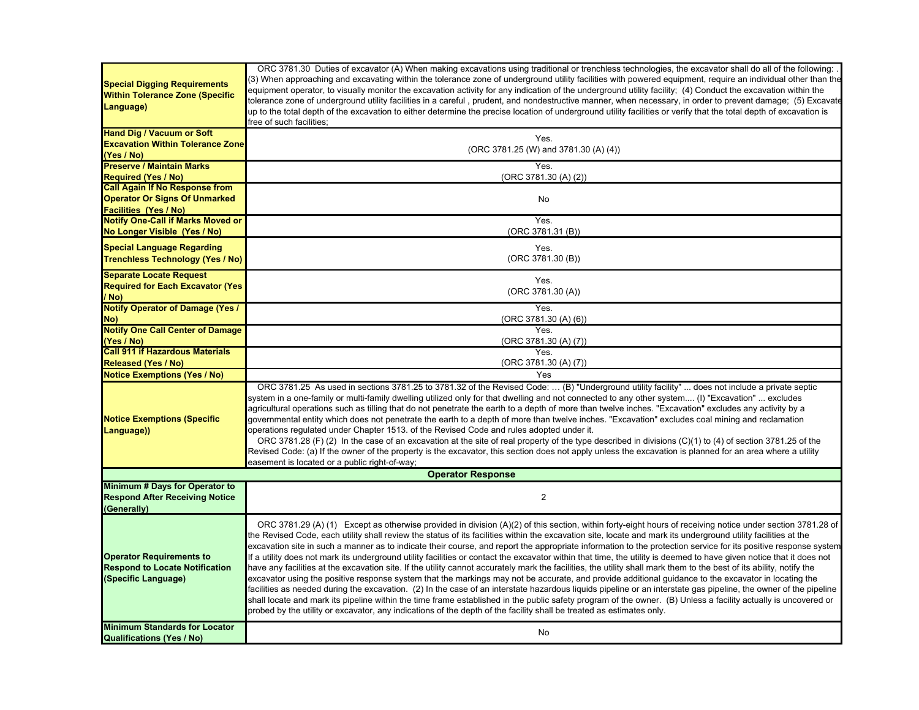| | |
|---|---|
| **Special Digging Requirements Within Tolerance Zone (Specific Language)** | ORC 3781.30 Duties of excavator (A) When making excavations using traditional or trenchless technologies, the excavator shall do all of the following: . (3) When approaching and excavating within the tolerance zone of underground utility facilities with powered equipment, require an individual other than the equipment operator, to visually monitor the excavation activity for any indication of the underground utility facility; (4) Conduct the excavation within the tolerance zone of underground utility facilities in a careful , prudent, and nondestructive manner, when necessary, in order to prevent damage; (5) Excavate up to the total depth of the excavation to either determine the precise location of underground utility facilities or verify that the total depth of excavation is free of such facilities; |
| **Hand Dig / Vacuum or Soft Excavation Within Tolerance Zone (Yes / No)** | Yes. (ORC 3781.25 (W) and 3781.30 (A) (4)) |
| **Preserve / Maintain Marks Required (Yes / No)** | Yes. (ORC 3781.30 (A) (2)) |
| **Call Again If No Response from Operator Or Signs Of Unmarked Facilities (Yes / No)** | No |
| **Notify One-Call if Marks Moved or No Longer Visible (Yes / No)** | Yes. (ORC 3781.31 (B)) |
| **Special Language Regarding Trenchless Technology (Yes / No)** | Yes. (ORC 3781.30 (B)) |
| **Separate Locate Request Required for Each Excavator (Yes / No)** | Yes. (ORC 3781.30 (A)) |
| **Notify Operator of Damage (Yes / No)** | Yes. (ORC 3781.30 (A) (6)) |
| **Notify One Call Center of Damage (Yes / No)** | Yes. (ORC 3781.30 (A) (7)) |
| **Call 911 if Hazardous Materials Released (Yes / No)** | Yes. (ORC 3781.30 (A) (7)) |
| **Notice Exemptions (Yes / No)** | Yes |
| **Notice Exemptions (Specific Language))** | ORC 3781.25 As used in sections 3781.25 to 3781.32 of the Revised Code: … (B) "Underground utility facility" ... does not include a private septic system in a one-family or multi-family dwelling utilized only for that dwelling and not connected to any other system.... (I) "Excavation" ... excludes agricultural operations such as tilling that do not penetrate the earth to a depth of more than twelve inches. "Excavation" excludes any activity by a governmental entity which does not penetrate the earth to a depth of more than twelve inches. "Excavation" excludes coal mining and reclamation operations regulated under Chapter 1513. of the Revised Code and rules adopted under it. ORC 3781.28 (F) (2) In the case of an excavation at the site of real property of the type described in divisions (C)(1) to (4) of section 3781.25 of the Revised Code: (a) If the owner of the property is the excavator, this section does not apply unless the excavation is planned for an area where a utility easement is located or a public right-of-way; |
| **Operator Response** | |
| **Minimum # Days for Operator to Respond After Receiving Notice (Generally)** | 2 |
| **Operator Requirements to Respond to Locate Notification (Specific Language)** | ORC 3781.29 (A) (1) Except as otherwise provided in division (A)(2) of this section, within forty-eight hours of receiving notice under section 3781.28 of the Revised Code, each utility shall review the status of its facilities within the excavation site, locate and mark its underground utility facilities at the excavation site in such a manner as to indicate their course, and report the appropriate information to the protection service for its positive response system. If a utility does not mark its underground utility facilities or contact the excavator within that time, the utility is deemed to have given notice that it does not have any facilities at the excavation site. If the utility cannot accurately mark the facilities, the utility shall mark them to the best of its ability, notify the excavator using the positive response system that the markings may not be accurate, and provide additional guidance to the excavator in locating the facilities as needed during the excavation. (2) In the case of an interstate hazardous liquids pipeline or an interstate gas pipeline, the owner of the pipeline shall locate and mark its pipeline within the time frame established in the public safety program of the owner. (B) Unless a facility actually is uncovered or probed by the utility or excavator, any indications of the depth of the facility shall be treated as estimates only. |
| **Minimum Standards for Locator Qualifications (Yes / No)** | No |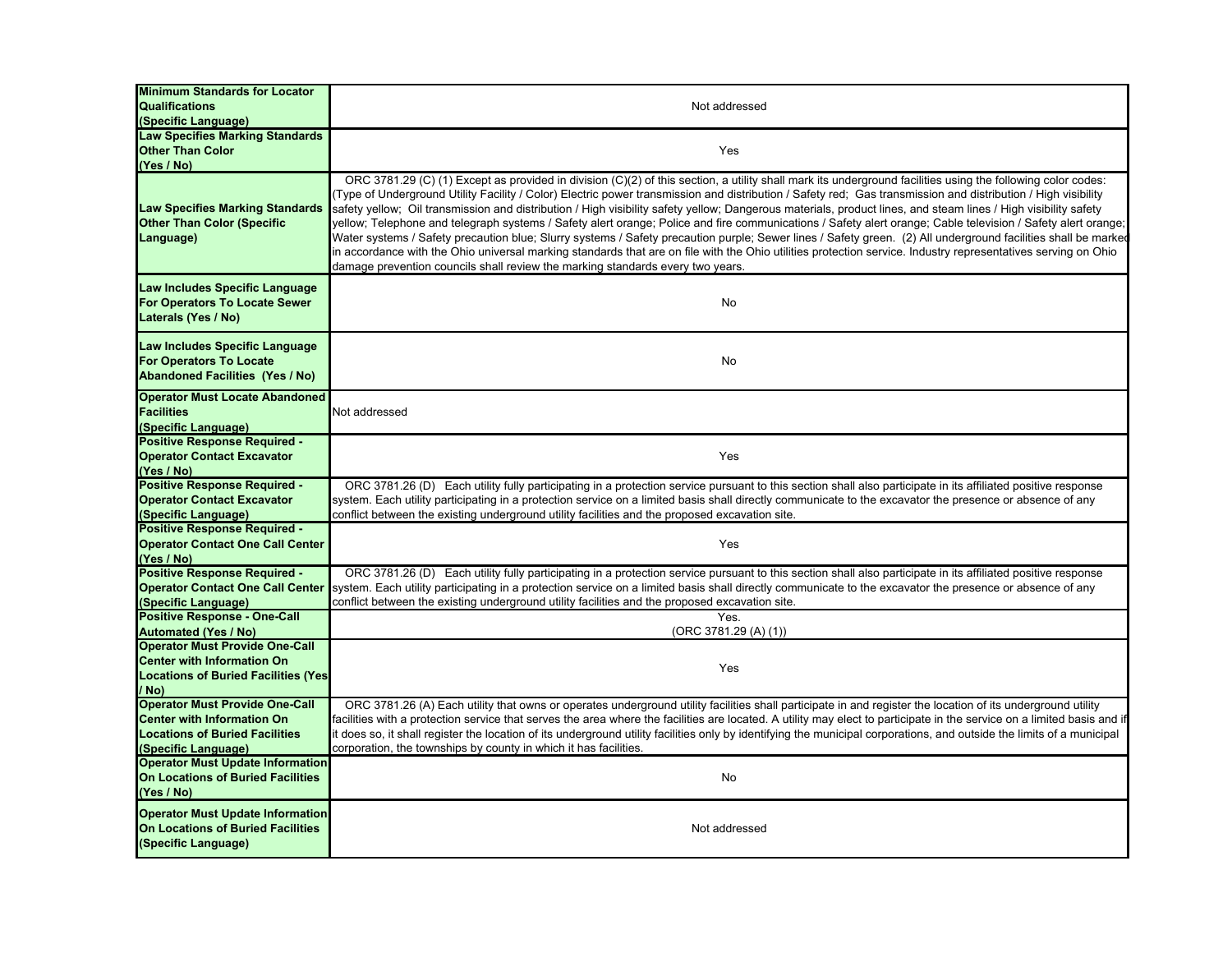| | |
|---|---|
| **Minimum Standards for Locator Qualifications (Specific Language)** | Not addressed |
| **Law Specifies Marking Standards Other Than Color (Yes / No)** | Yes |
| **Law Specifies Marking Standards Other Than Color (Specific Language)** | ORC 3781.29 (C) (1) Except as provided in division (C)(2) of this section, a utility shall mark its underground facilities using the following color codes: (Type of Underground Utility Facility / Color) Electric power transmission and distribution / Safety red; Gas transmission and distribution / High visibility safety yellow; Oil transmission and distribution / High visibility safety yellow; Dangerous materials, product lines, and steam lines / High visibility safety yellow; Telephone and telegraph systems / Safety alert orange; Police and fire communications / Safety alert orange; Cable television / Safety alert orange; Water systems / Safety precaution blue; Slurry systems / Safety precaution purple; Sewer lines / Safety green. (2) All underground facilities shall be marked in accordance with the Ohio universal marking standards that are on file with the Ohio utilities protection service. Industry representatives serving on Ohio damage prevention councils shall review the marking standards every two years. |
| **Law Includes Specific Language For Operators To Locate Sewer Laterals (Yes / No)** | No |
| **Law Includes Specific Language For Operators To Locate Abandoned Facilities (Yes / No)** | No |
| **Operator Must Locate Abandoned Facilities (Specific Language)** | Not addressed |
| **Positive Response Required - Operator Contact Excavator (Yes / No)** | Yes |
| **Positive Response Required - Operator Contact Excavator (Specific Language)** | ORC 3781.26 (D) Each utility fully participating in a protection service pursuant to this section shall also participate in its affiliated positive response system. Each utility participating in a protection service on a limited basis shall directly communicate to the excavator the presence or absence of any conflict between the existing underground utility facilities and the proposed excavation site. |
| **Positive Response Required - Operator Contact One Call Center (Yes / No)** | Yes |
| **Positive Response Required - Operator Contact One Call Center (Specific Language)** | ORC 3781.26 (D) Each utility fully participating in a protection service pursuant to this section shall also participate in its affiliated positive response system. Each utility participating in a protection service on a limited basis shall directly communicate to the excavator the presence or absence of any conflict between the existing underground utility facilities and the proposed excavation site. |
| **Positive Response - One-Call Automated (Yes / No)** | Yes. (ORC 3781.29 (A) (1)) |
| **Operator Must Provide One-Call Center with Information On Locations of Buried Facilities (Yes / No)** | Yes |
| **Operator Must Provide One-Call Center with Information On Locations of Buried Facilities (Specific Language)** | ORC 3781.26 (A) Each utility that owns or operates underground utility facilities shall participate in and register the location of its underground utility facilities with a protection service that serves the area where the facilities are located. A utility may elect to participate in the service on a limited basis and if it does so, it shall register the location of its underground utility facilities only by identifying the municipal corporations, and outside the limits of a municipal corporation, the townships by county in which it has facilities. |
| **Operator Must Update Information On Locations of Buried Facilities (Yes / No)** | No |
| **Operator Must Update Information On Locations of Buried Facilities (Specific Language)** | Not addressed |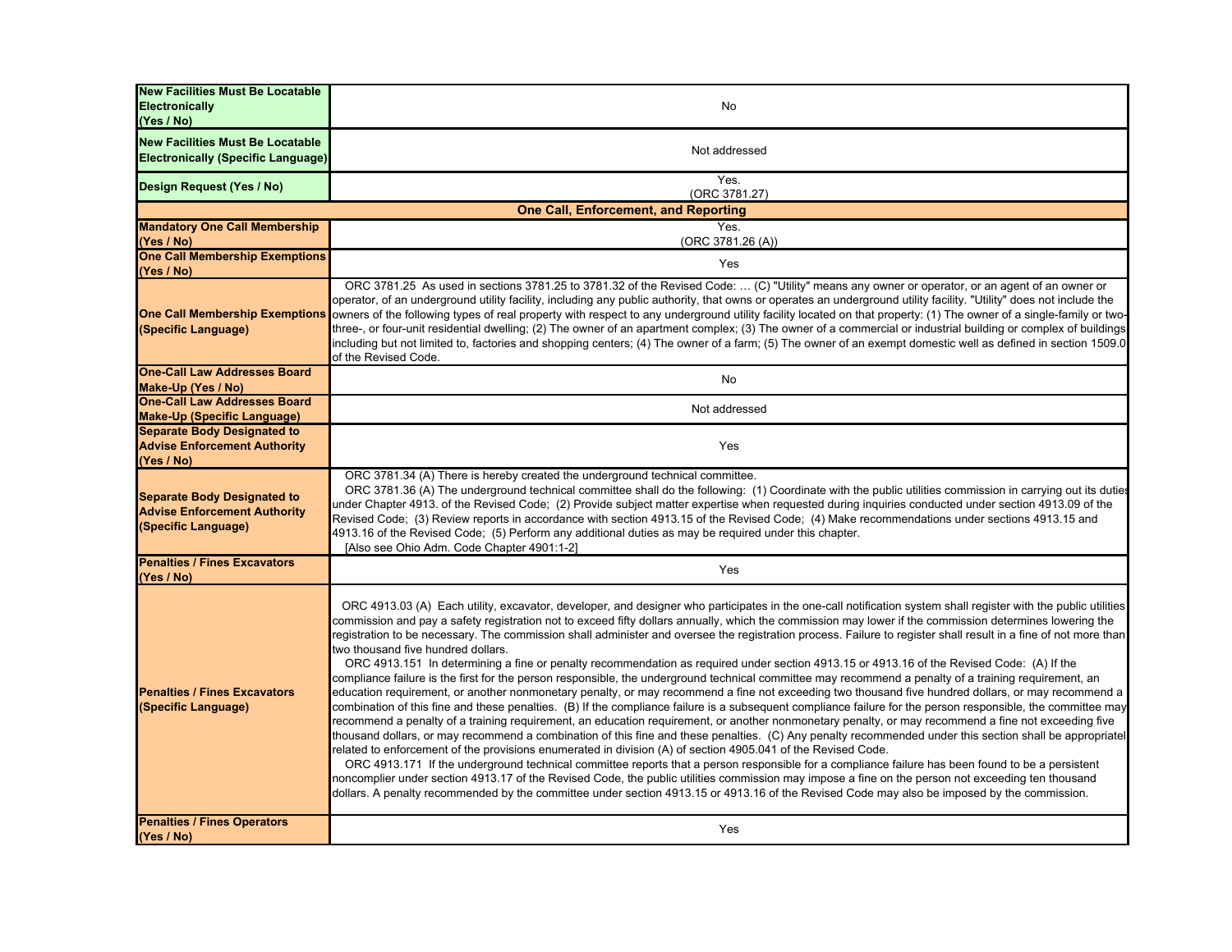| | |
|---|---|
| **New Facilities Must Be Locatable Electronically (Yes / No)** | No |
| **New Facilities Must Be Locatable Electronically (Specific Language)** | Not addressed |
| **Design Request (Yes / No)** | Yes. (ORC 3781.27) |
| **One Call, Enforcement, and Reporting** | |
| **Mandatory One Call Membership (Yes / No)** | Yes. (ORC 3781.26 (A)) |
| **One Call Membership Exemptions (Yes / No)** | Yes |
| **One Call Membership Exemptions (Specific Language)** | ORC 3781.25 As used in sections 3781.25 to 3781.32 of the Revised Code: … (C) "Utility" means any owner or operator, or an agent of an owner or operator, of an underground utility facility, including any public authority, that owns or operates an underground utility facility. "Utility" does not include the owners of the following types of real property with respect to any underground utility facility located on that property: (1) The owner of a single-family or two-three-, or four-unit residential dwelling; (2) The owner of an apartment complex; (3) The owner of a commercial or industrial building or complex of buildings including but not limited to, factories and shopping centers; (4) The owner of a farm; (5) The owner of an exempt domestic well as defined in section 1509.0 of the Revised Code. |
| **One-Call Law Addresses Board Make-Up (Yes / No)** | No |
| **One-Call Law Addresses Board Make-Up (Specific Language)** | Not addressed |
| **Separate Body Designated to Advise Enforcement Authority (Yes / No)** | Yes |
| **Separate Body Designated to Advise Enforcement Authority (Specific Language)** | ORC 3781.34 (A) There is hereby created the underground technical committee.<br>ORC 3781.36 (A) The underground technical committee shall do the following: (1) Coordinate with the public utilities commission in carrying out its duties under Chapter 4913. of the Revised Code; (2) Provide subject matter expertise when requested during inquiries conducted under section 4913.09 of the Revised Code; (3) Review reports in accordance with section 4913.15 of the Revised Code; (4) Make recommendations under sections 4913.15 and 4913.16 of the Revised Code; (5) Perform any additional duties as may be required under this chapter.<br>[Also see Ohio Adm. Code Chapter 4901:1-2] |
| **Penalties / Fines Excavators (Yes / No)** | Yes |
| **Penalties / Fines Excavators (Specific Language)** | ORC 4913.03 (A) Each utility, excavator, developer, and designer who participates in the one-call notification system shall register with the public utilities commission and pay a safety registration not to exceed fifty dollars annually, which the commission may lower if the commission determines lowering the registration to be necessary. The commission shall administer and oversee the registration process. Failure to register shall result in a fine of not more than two thousand five hundred dollars.<br>ORC 4913.151 In determining a fine or penalty recommendation as required under section 4913.15 or 4913.16 of the Revised Code: (A) If the compliance failure is the first for the person responsible, the underground technical committee may recommend a penalty of a training requirement, an education requirement, or another nonmonetary penalty, or may recommend a fine not exceeding two thousand five hundred dollars, or may recommend a combination of this fine and these penalties. (B) If the compliance failure is a subsequent compliance failure for the person responsible, the committee may recommend a penalty of a training requirement, an education requirement, or another nonmonetary penalty, or may recommend a fine not exceeding five thousand dollars, or may recommend a combination of this fine and these penalties. (C) Any penalty recommended under this section shall be appropriatel related to enforcement of the provisions enumerated in division (A) of section 4905.041 of the Revised Code.<br>ORC 4913.171 If the underground technical committee reports that a person responsible for a compliance failure has been found to be a persistent noncomplier under section 4913.17 of the Revised Code, the public utilities commission may impose a fine on the person not exceeding ten thousand dollars. A penalty recommended by the committee under section 4913.15 or 4913.16 of the Revised Code may also be imposed by the commission. |
| **Penalties / Fines Operators (Yes / No)** | Yes |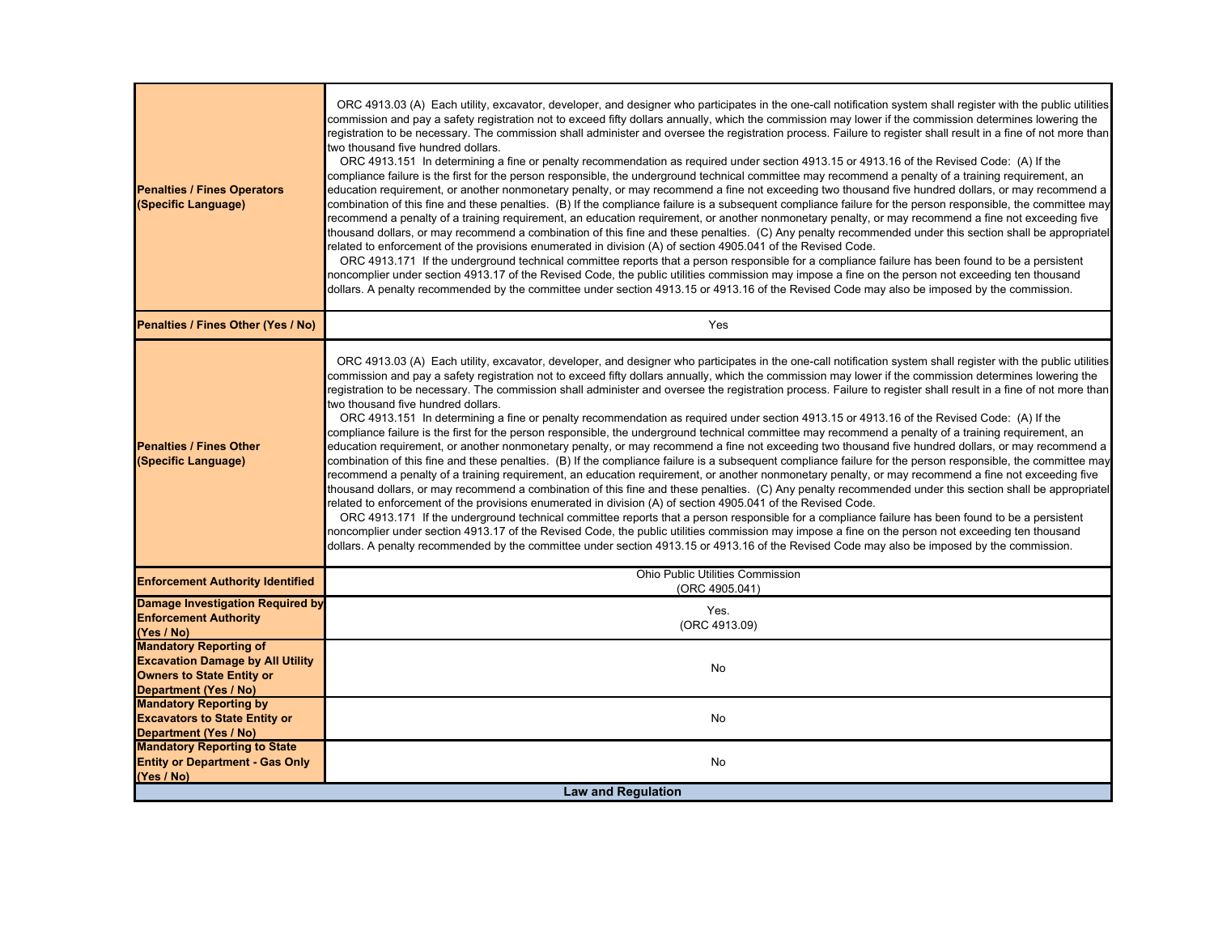| | |
|---|---|
| **Penalties / Fines Operators (Specific Language)** | ORC 4913.03 (A) Each utility, excavator, developer, and designer who participates in the one-call notification system shall register with the public utilities commission and pay a safety registration not to exceed fifty dollars annually, which the commission may lower if the commission determines lowering the registration to be necessary. The commission shall administer and oversee the registration process. Failure to register shall result in a fine of not more than two thousand five hundred dollars. ORC 4913.151 In determining a fine or penalty recommendation as required under section 4913.15 or 4913.16 of the Revised Code: (A) If the compliance failure is the first for the person responsible, the underground technical committee may recommend a penalty of a training requirement, an education requirement, or another nonmonetary penalty, or may recommend a fine not exceeding two thousand five hundred dollars, or may recommend a combination of this fine and these penalties. (B) If the compliance failure is a subsequent compliance failure for the person responsible, the committee may recommend a penalty of a training requirement, an education requirement, or another nonmonetary penalty, or may recommend a fine not exceeding five thousand dollars, or may recommend a combination of this fine and these penalties. (C) Any penalty recommended under this section shall be appropriatel related to enforcement of the provisions enumerated in division (A) of section 4905.041 of the Revised Code. ORC 4913.171 If the underground technical committee reports that a person responsible for a compliance failure has been found to be a persistent noncomplier under section 4913.17 of the Revised Code, the public utilities commission may impose a fine on the person not exceeding ten thousand dollars. A penalty recommended by the committee under section 4913.15 or 4913.16 of the Revised Code may also be imposed by the commission. |
| **Penalties / Fines Other (Yes / No)** | Yes |
| **Penalties / Fines Other (Specific Language)** | ORC 4913.03 (A) Each utility, excavator, developer, and designer who participates in the one-call notification system shall register with the public utilities commission and pay a safety registration not to exceed fifty dollars annually, which the commission may lower if the commission determines lowering the registration to be necessary. The commission shall administer and oversee the registration process. Failure to register shall result in a fine of not more than two thousand five hundred dollars. ORC 4913.151 In determining a fine or penalty recommendation as required under section 4913.15 or 4913.16 of the Revised Code: (A) If the compliance failure is the first for the person responsible, the underground technical committee may recommend a penalty of a training requirement, an education requirement, or another nonmonetary penalty, or may recommend a fine not exceeding two thousand five hundred dollars, or may recommend a combination of this fine and these penalties. (B) If the compliance failure is a subsequent compliance failure for the person responsible, the committee may recommend a penalty of a training requirement, an education requirement, or another nonmonetary penalty, or may recommend a fine not exceeding five thousand dollars, or may recommend a combination of this fine and these penalties. (C) Any penalty recommended under this section shall be appropriatel related to enforcement of the provisions enumerated in division (A) of section 4905.041 of the Revised Code. ORC 4913.171 If the underground technical committee reports that a person responsible for a compliance failure has been found to be a persistent noncomplier under section 4913.17 of the Revised Code, the public utilities commission may impose a fine on the person not exceeding ten thousand dollars. A penalty recommended by the committee under section 4913.15 or 4913.16 of the Revised Code may also be imposed by the commission. |
| **Enforcement Authority Identified** | Ohio Public Utilities Commission (ORC 4905.041) |
| **Damage Investigation Required by Enforcement Authority (Yes / No)** | Yes. (ORC 4913.09) |
| **Mandatory Reporting of Excavation Damage by All Utility Owners to State Entity or Department (Yes / No)** | No |
| **Mandatory Reporting by Excavators to State Entity or Department (Yes / No)** | No |
| **Mandatory Reporting to State Entity or Department - Gas Only (Yes / No)** | No |
| **Law and Regulation** | |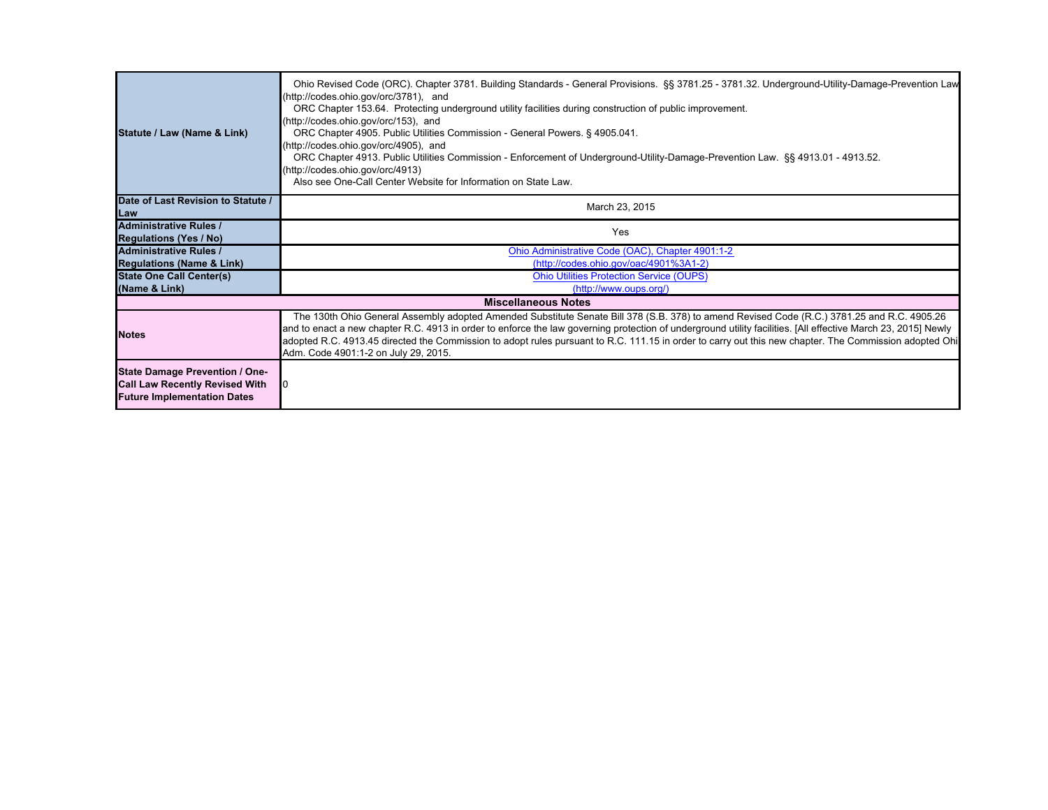| | |
|---|---|
| **Statute / Law (Name & Link)** | Ohio Revised Code (ORC). Chapter 3781. Building Standards - General Provisions. §§ 3781.25 - 3781.32. Underground-Utility-Damage-Prevention Law (http://codes.ohio.gov/orc/3781), and<br>ORC Chapter 153.64. Protecting underground utility facilities during construction of public improvement. (http://codes.ohio.gov/orc/153), and<br>ORC Chapter 4905. Public Utilities Commission - General Powers. § 4905.041. (http://codes.ohio.gov/orc/4905), and<br>ORC Chapter 4913. Public Utilities Commission - Enforcement of Underground-Utility-Damage-Prevention Law. §§ 4913.01 - 4913.52. (http://codes.ohio.gov/orc/4913)<br>Also see One-Call Center Website for Information on State Law. |
| **Date of Last Revision to Statute / Law** | March 23, 2015 |
| **Administrative Rules / Regulations (Yes / No)** | Yes |
| **Administrative Rules / Regulations (Name & Link)** | Ohio Administrative Code (OAC), Chapter 4901:1-2 (http://codes.ohio.gov/oac/4901%3A1-2) |
| **State One Call Center(s) (Name & Link)** | Ohio Utilities Protection Service (OUPS) (http://www.oups.org/) |
| **Miscellaneous Notes** | |
| **Notes** | The 130th Ohio General Assembly adopted Amended Substitute Senate Bill 378 (S.B. 378) to amend Revised Code (R.C.) 3781.25 and R.C. 4905.26 and to enact a new chapter R.C. 4913 in order to enforce the law governing protection of underground utility facilities. [All effective March 23, 2015] Newly adopted R.C. 4913.45 directed the Commission to adopt rules pursuant to R.C. 111.15 in order to carry out this new chapter. The Commission adopted Ohi Adm. Code 4901:1-2 on July 29, 2015. |
| **State Damage Prevention / One-Call Law Recently Revised With Future Implementation Dates** | 0 |